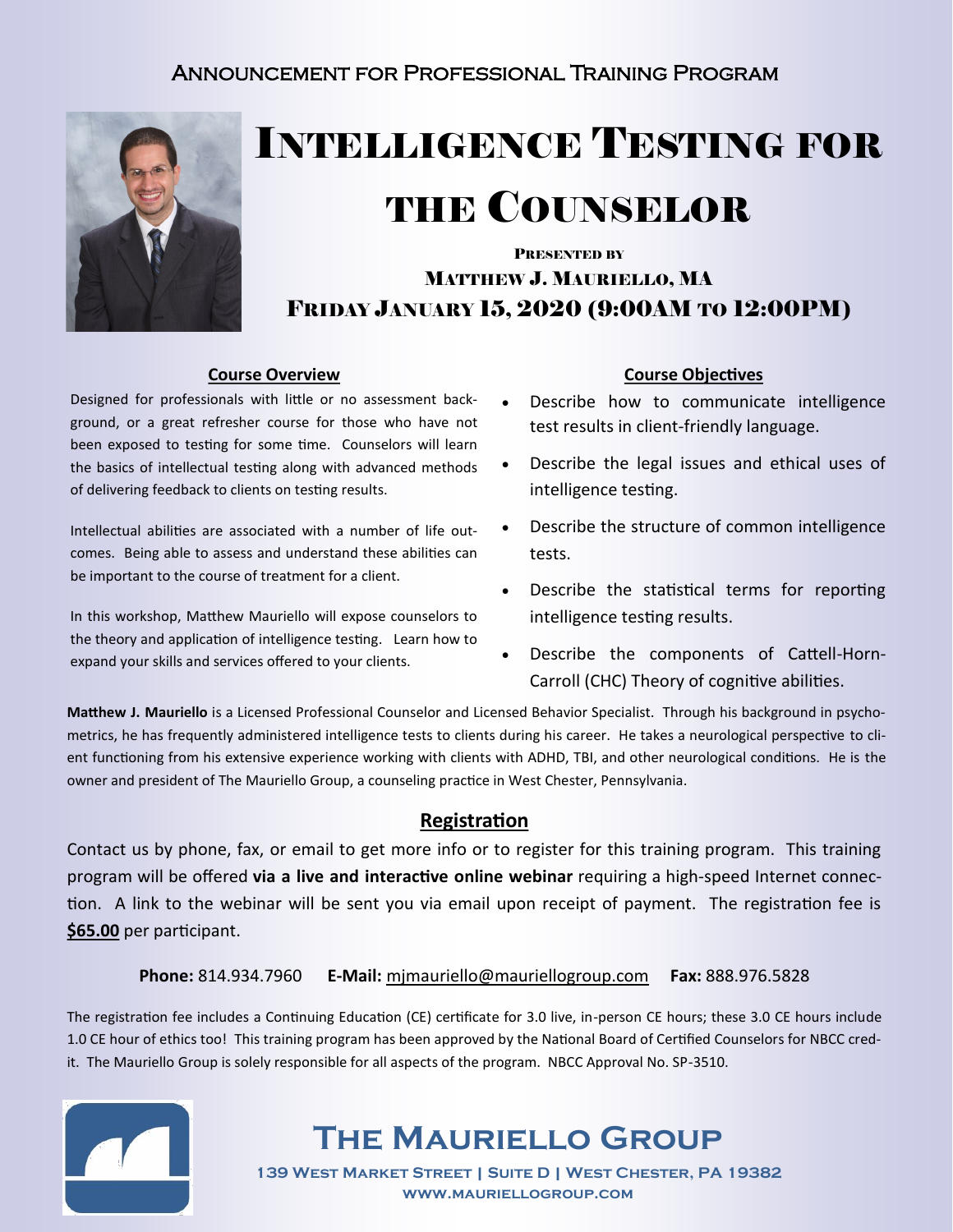Announcement for Professional Training Program

# Intelligence Testing for the Counselor

Presented by

**Matthew J. Mauriello, MA**

**Friday January 15, 2020 (9:00AM to 12:00PM)**

## Course Overview

Designed for professionals with little or no assessment background, or a great refresher course for those who have not been exposed to testing for some time. Counselors will learn the basics of intellectual testing along with advanced methods of delivering feedback to clients on testing results.

Intellectual abilities are associated with a number of life outcomes. Being able to assess and understand these abilities can be important to the course of treatment for a client.

In this workshop, Matthew Mauriello will expose counselors to the theory and application of intelligence testing. Learn how to expand your skills and services offered to your clients.

## Course Objectives

- Describe how to communicate intelligence test results in client-friendly language.
- Describe the legal issues and ethical uses of intelligence testing.
- Describe the structure of common intelligence tests.
- Describe the statistical terms for reporting intelligence testing results.
- Describe the components of Cattell-Horn-Carroll (CHC) Theory of cognitive abilities.

**Matthew J. Mauriello** is a Licensed Professional Counselor and Licensed Behavior Specialist. Through his background in psychometrics, he has frequently administered intelligence tests to clients during his career. He takes a neurological perspective to client functioning from his extensive experience working with clients with ADHD, TBI, and other neurological conditions. He is the owner and president of The Mauriello Group, a counseling practice in West Chester, Pennsylvania.

## Registration

Contact us by phone, fax, or email to get more info or to register for this training program. This training program will be offered **via a live and interactive online webinar** requiring a high-speed Internet connection. A link to the webinar will be sent you via email upon receipt of payment. The registration fee is **$65.00** per participant.

**Phone:** 814.934.7960 **E-Mail:** mjmauriello@mauriellogroup.com **Fax:** 888.976.5828

The registration fee includes a Continuing Education (CE) certificate for 3.0 live, in-person CE hours; these 3.0 CE hours include 1.0 CE hour of ethics too! This training program has been approved by the National Board of Certified Counselors for NBCC credit. The Mauriello Group is solely responsible for all aspects of the program. NBCC Approval No. SP-3510.

## The Mauriello Group

139 West Market Street | Suite D | West Chester, PA 19382

www.mauriellogroup.com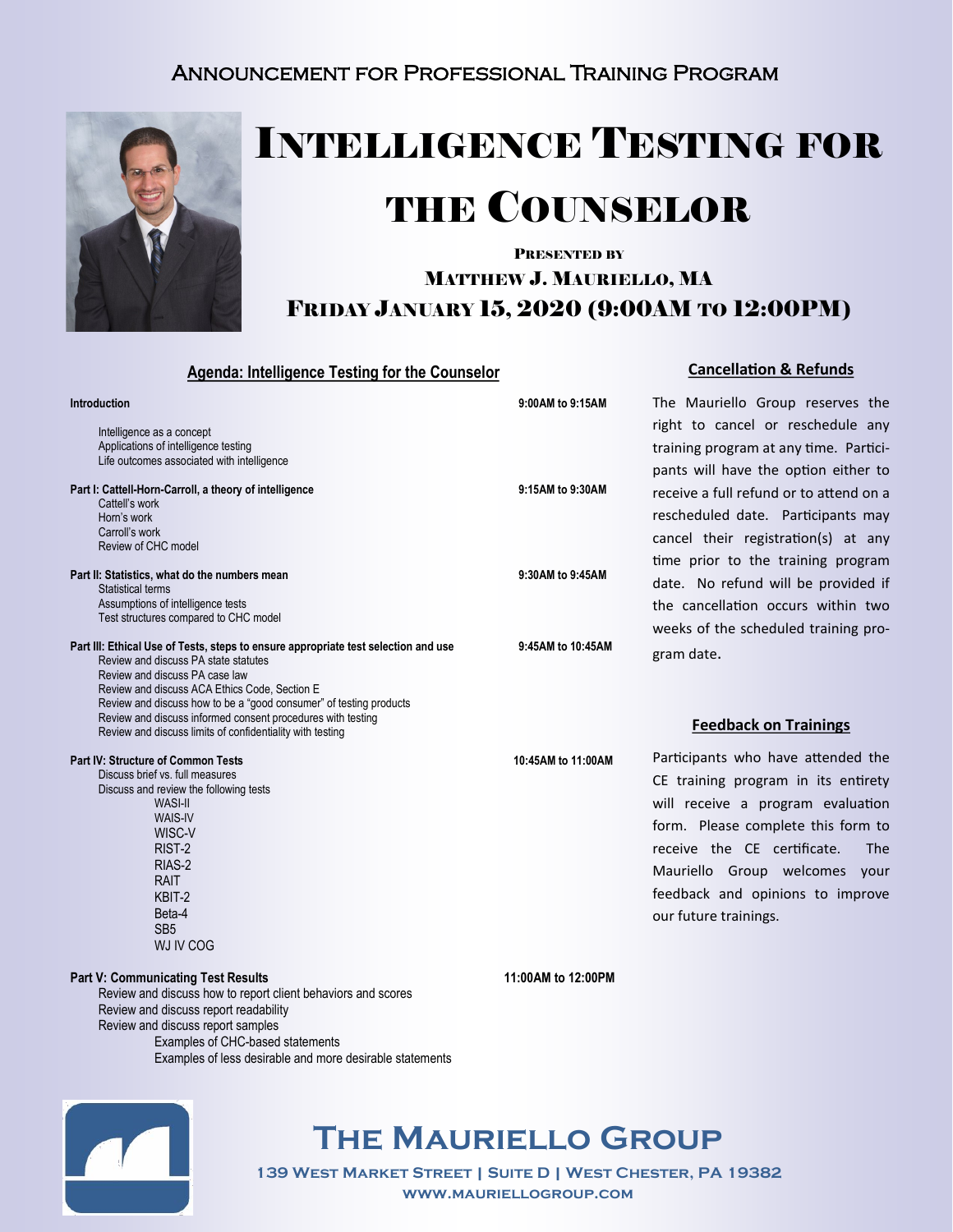Announcement for Professional Training Program

# Intelligence Testing for the Counselor

Presented by

**Matthew J. Mauriello, MA**

**Friday January 15, 2020 (9:00AM to 12:00PM)**

## Agenda: Intelligence Testing for the Counselor

**Introduction** — 9:00AM to 9:15AM

- Intelligence as a concept
- Applications of intelligence testing
- Life outcomes associated with intelligence

**Part I: Cattell-Horn-Carroll, a theory of intelligence** — 9:15AM to 9:30AM

- Cattell's work
- Horn's work
- Carroll's work
- Review of CHC model

**Part II: Statistics, what do the numbers mean** — 9:30AM to 9:45AM

- Statistical terms
- Assumptions of intelligence tests
- Test structures compared to CHC model

**Part III: Ethical Use of Tests, steps to ensure appropriate test selection and use** — 9:45AM to 10:45AM

- Review and discuss PA state statutes
- Review and discuss PA case law
- Review and discuss ACA Ethics Code, Section E
- Review and discuss how to be a "good consumer" of testing products
- Review and discuss informed consent procedures with testing
- Review and discuss limits of confidentiality with testing

**Part IV: Structure of Common Tests** — 10:45AM to 11:00AM

- Discuss brief vs. full measures
- Discuss and review the following tests
  - WASI-II
  - WAIS-IV
  - WISC-V
  - RIST-2
  - RIAS-2
  - RAIT
  - KBIT-2
  - Beta-4
  - SB5
  - WJ IV COG

**Part V: Communicating Test Results** — 11:00AM to 12:00PM

- Review and discuss how to report client behaviors and scores
- Review and discuss report readability
- Review and discuss report samples
  - Examples of CHC-based statements
  - Examples of less desirable and more desirable statements

## Cancellation & Refunds

The Mauriello Group reserves the right to cancel or reschedule any training program at any time. Participants will have the option either to receive a full refund or to attend on a rescheduled date. Participants may cancel their registration(s) at any time prior to the training program date. No refund will be provided if the cancellation occurs within two weeks of the scheduled training program date.

## Feedback on Trainings

Participants who have attended the CE training program in its entirety will receive a program evaluation form. Please complete this form to receive the CE certificate. The Mauriello Group welcomes your feedback and opinions to improve our future trainings.

## The Mauriello Group

139 West Market Street | Suite D | West Chester, PA 19382

www.mauriellogroup.com